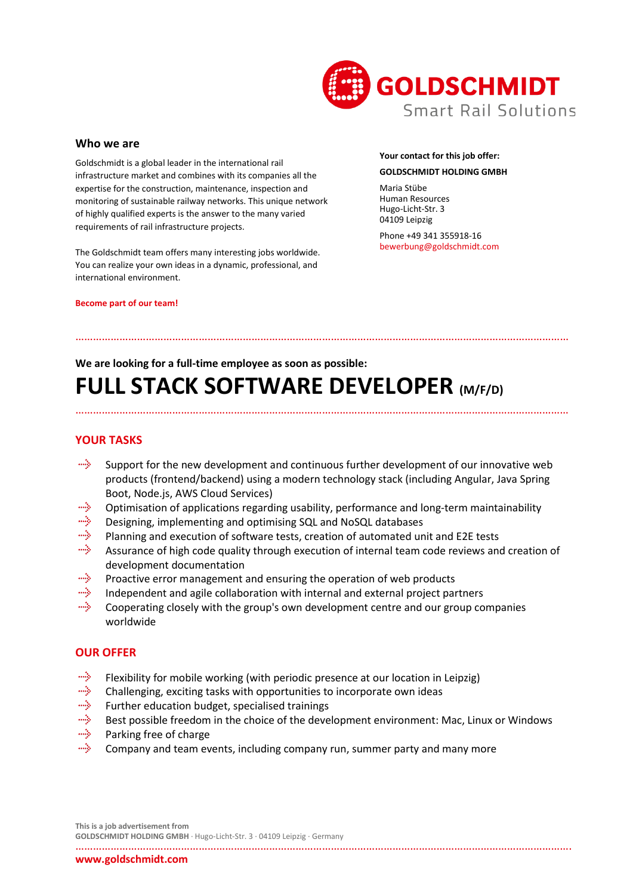GOLDSCHMIDT
Smart Rail Solutions

## Who we are

Goldschmidt is a global leader in the international rail infrastructure market and combines with its companies all the expertise for the construction, maintenance, inspection and monitoring of sustainable railway networks. This unique network of highly qualified experts is the answer to the many varied requirements of rail infrastructure projects.

The Goldschmidt team offers many interesting jobs worldwide. You can realize your own ideas in a dynamic, professional, and international environment.

**Become part of our team!**

**Your contact for this job offer:**

**GOLDSCHMIDT HOLDING GMBH**

Maria Stübe
Human Resources
Hugo-Licht-Str. 3
04109 Leipzig

Phone +49 341 355918-16
bewerbung@goldschmidt.com

---

**We are looking for a full-time employee as soon as possible:**

# FULL STACK SOFTWARE DEVELOPER (M/F/D)

---

## YOUR TASKS

- Support for the new development and continuous further development of our innovative web products (frontend/backend) using a modern technology stack (including Angular, Java Spring Boot, Node.js, AWS Cloud Services)
- Optimisation of applications regarding usability, performance and long-term maintainability
- Designing, implementing and optimising SQL and NoSQL databases
- Planning and execution of software tests, creation of automated unit and E2E tests
- Assurance of high code quality through execution of internal team code reviews and creation of development documentation
- Proactive error management and ensuring the operation of web products
- Independent and agile collaboration with internal and external project partners
- Cooperating closely with the group's own development centre and our group companies worldwide

## OUR OFFER

- Flexibility for mobile working (with periodic presence at our location in Leipzig)
- Challenging, exciting tasks with opportunities to incorporate own ideas
- Further education budget, specialised trainings
- Best possible freedom in the choice of the development environment: Mac, Linux or Windows
- Parking free of charge
- Company and team events, including company run, summer party and many more

This is a job advertisement from
**GOLDSCHMIDT HOLDING GMBH** · Hugo-Licht-Str. 3 · 04109 Leipzig · Germany

**www.goldschmidt.com**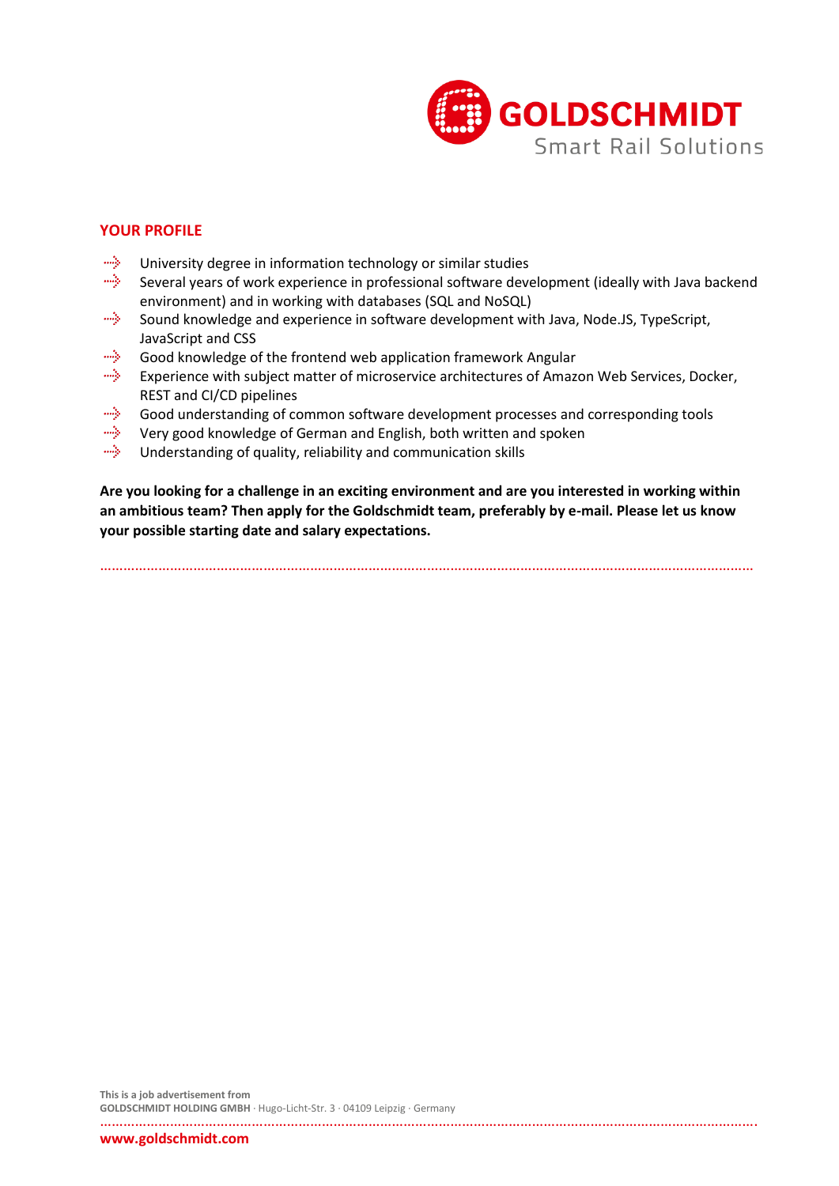## YOUR PROFILE

- University degree in information technology or similar studies
- Several years of work experience in professional software development (ideally with Java backend environment) and in working with databases (SQL and NoSQL)
- Sound knowledge and experience in software development with Java, Node.JS, TypeScript, JavaScript and CSS
- Good knowledge of the frontend web application framework Angular
- Experience with subject matter of microservice architectures of Amazon Web Services, Docker, REST and CI/CD pipelines
- Good understanding of common software development processes and corresponding tools
- Very good knowledge of German and English, both written and spoken
- Understanding of quality, reliability and communication skills

**Are you looking for a challenge in an exciting environment and are you interested in working within an ambitious team? Then apply for the Goldschmidt team, preferably by e-mail. Please let us know your possible starting date and salary expectations.**

This is a job advertisement from
**GOLDSCHMIDT HOLDING GMBH** · Hugo-Licht-Str. 3 · 04109 Leipzig · Germany

**www.goldschmidt.com**